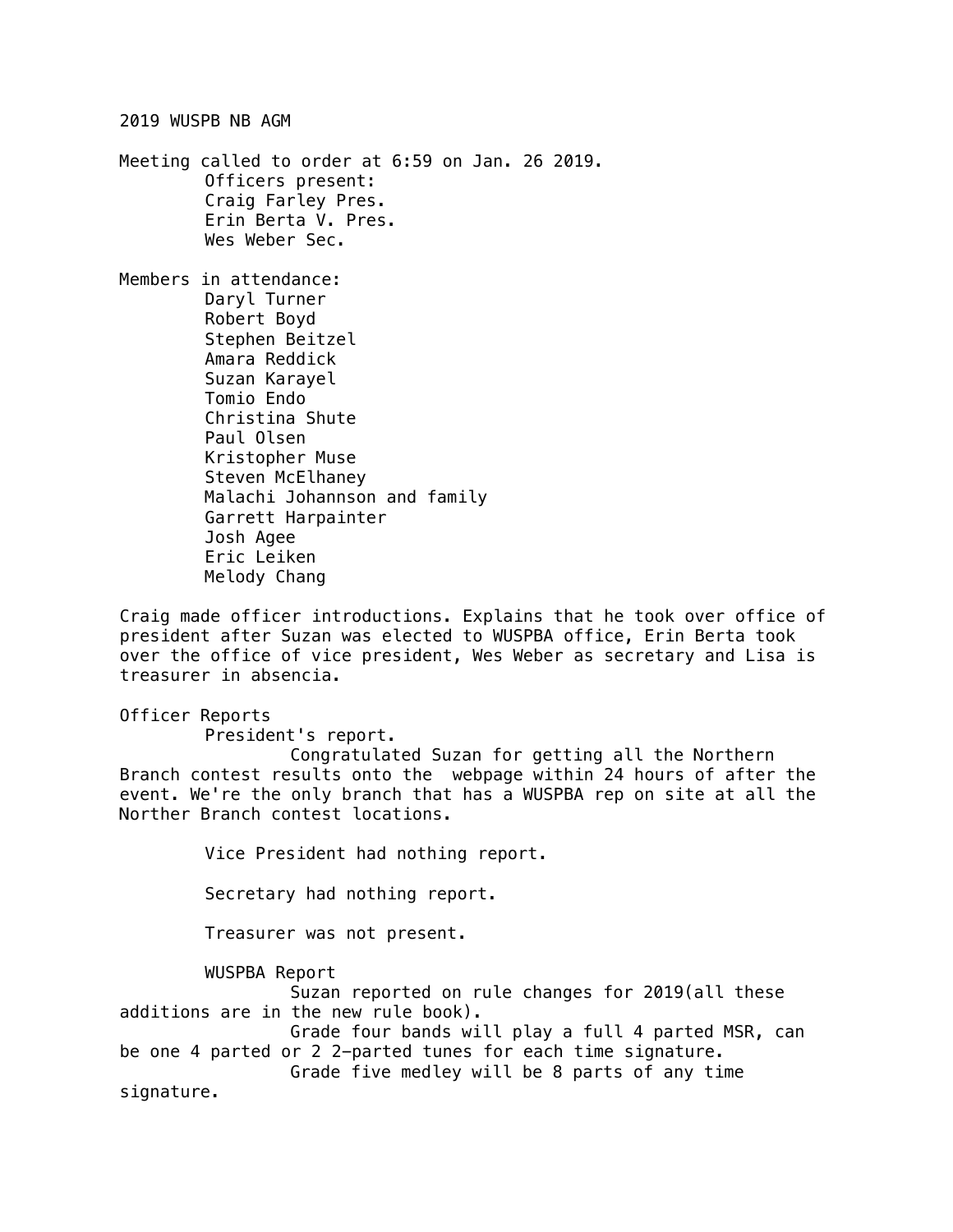# 2019 WUSPB NB AGM

Meeting called to order at 6:59 on Jan. 26 2019.

Officers present:

- Craig Farley Pres.
- Erin Berta V. Pres.
- Wes Weber Sec.

Members in attendance:

- Daryl Turner
- Robert Boyd
- Stephen Beitzel
- Amara Reddick
- Suzan Karayel
- Tomio Endo
- Christina Shute
- Paul Olsen
- Kristopher Muse
- Steven McElhaney
- Malachi Johannson and family
- Garrett Harpainter
- Josh Agee
- Eric Leiken
- Melody Chang

Craig made officer introductions. Explains that he took over office of president after Suzan was elected to WUSPBA office, Erin Berta took over the office of vice president, Wes Weber as secretary and Lisa is treasurer in absencia.

## Officer Reports

### President's report.

Congratulated Suzan for getting all the Northern Branch contest results onto the webpage within 24 hours of after the event. We're the only branch that has a WUSPBA rep on site at all the Norther Branch contest locations.

Vice President had nothing report.

Secretary had nothing report.

Treasurer was not present.

### WUSPBA Report

Suzan reported on rule changes for 2019(all these additions are in the new rule book).

Grade four bands will play a full 4 parted MSR, can be one 4 parted or 2 2-parted tunes for each time signature.

Grade five medley will be 8 parts of any time signature.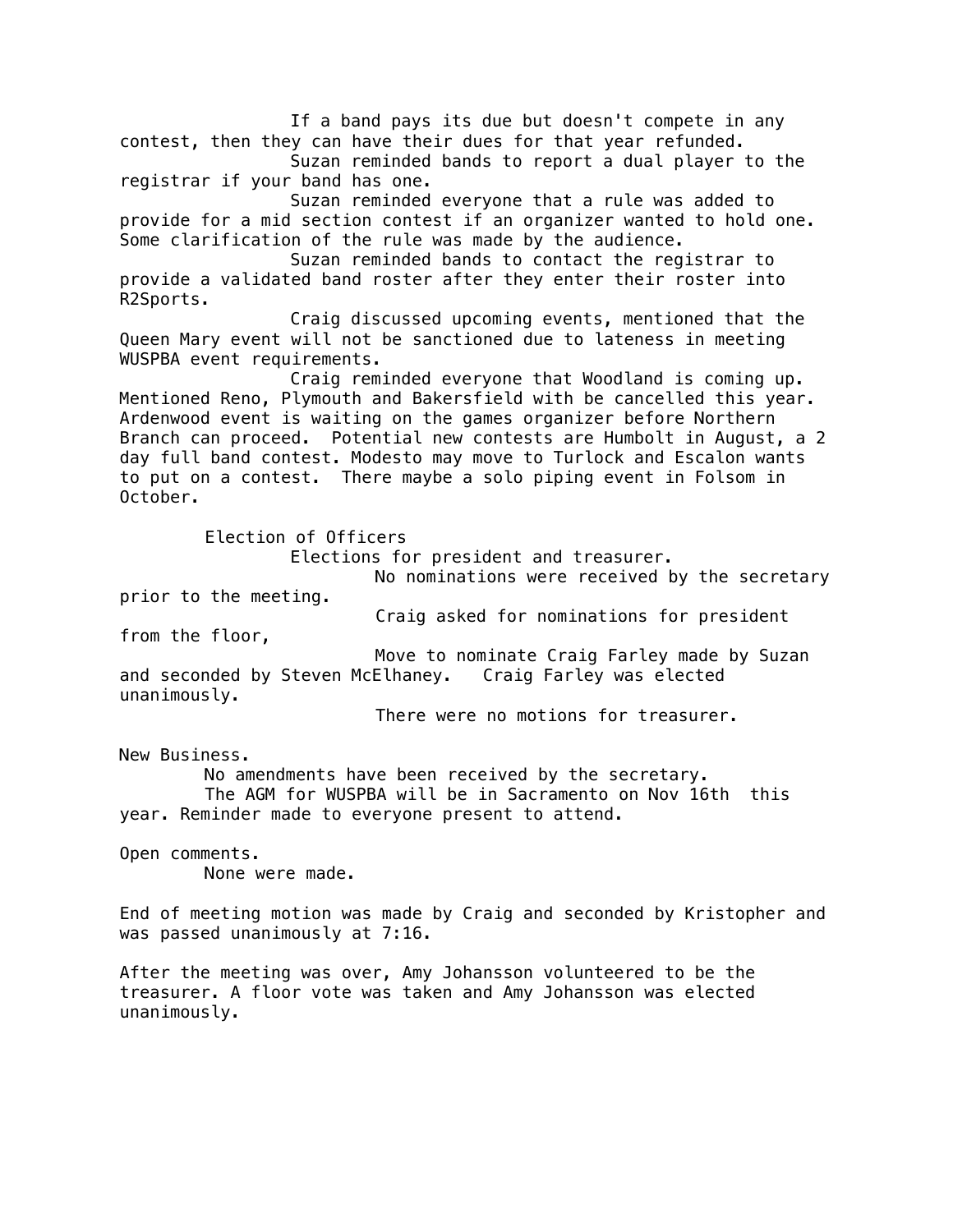If a band pays its due but doesn't compete in any contest, then they can have their dues for that year refunded.

Suzan reminded bands to report a dual player to the registrar if your band has one.

Suzan reminded everyone that a rule was added to provide for a mid section contest if an organizer wanted to hold one. Some clarification of the rule was made by the audience.

Suzan reminded bands to contact the registrar to provide a validated band roster after they enter their roster into R2Sports.

Craig discussed upcoming events, mentioned that the Queen Mary event will not be sanctioned due to lateness in meeting WUSPBA event requirements.

Craig reminded everyone that Woodland is coming up. Mentioned Reno, Plymouth and Bakersfield with be cancelled this year. Ardenwood event is waiting on the games organizer before Northern Branch can proceed. Potential new contests are Humbolt in August, a 2 day full band contest. Modesto may move to Turlock and Escalon wants to put on a contest. There maybe a solo piping event in Folsom in October.

Election of Officers

Elections for president and treasurer.

No nominations were received by the secretary prior to the meeting.

Craig asked for nominations for president from the floor,

Move to nominate Craig Farley made by Suzan and seconded by Steven McElhaney. Craig Farley was elected unanimously.

There were no motions for treasurer.

New Business.

No amendments have been received by the secretary.

The AGM for WUSPBA will be in Sacramento on Nov 16th this year. Reminder made to everyone present to attend.

Open comments.

None were made.

End of meeting motion was made by Craig and seconded by Kristopher and was passed unanimously at 7:16.

After the meeting was over, Amy Johansson volunteered to be the treasurer. A floor vote was taken and Amy Johansson was elected unanimously.